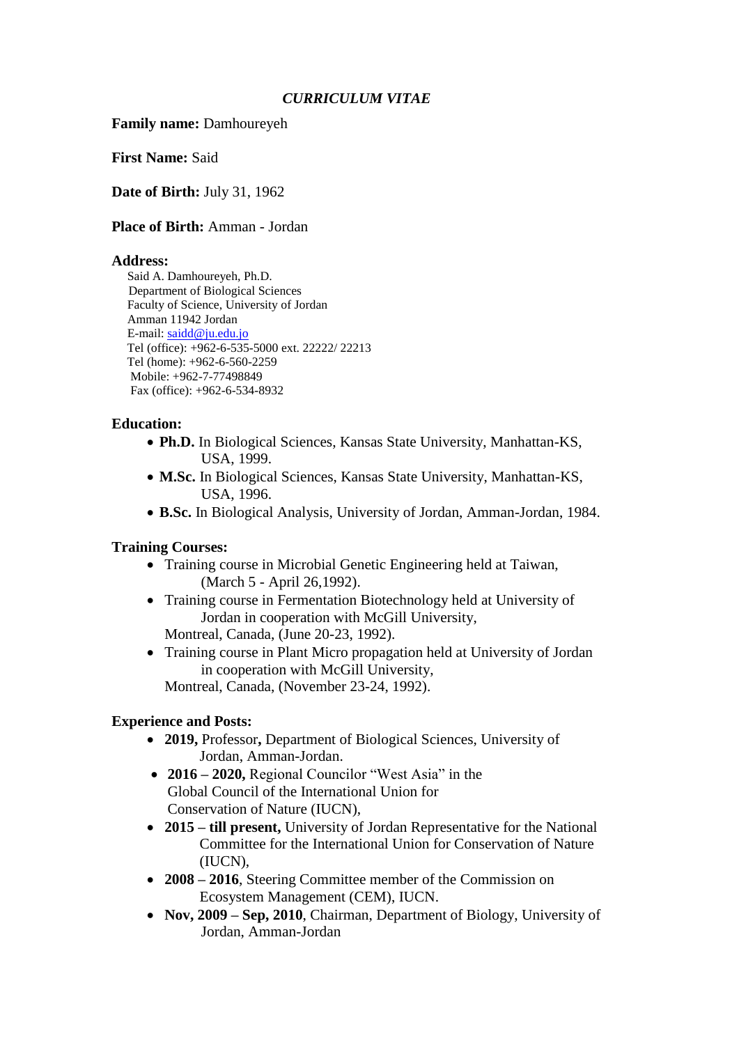# *CURRICULUM VITAE*

**Family name:** Damhoureyeh

**First Name:** Said

**Date of Birth:** July 31, 1962

**Place of Birth:** Amman - Jordan

**Address:**

Said A. Damhoureyeh, Ph.D.
Department of Biological Sciences
Faculty of Science, University of Jordan
Amman 11942 Jordan
E-mail: saidd@ju.edu.jo
Tel (office): +962-6-535-5000 ext. 22222/ 22213
Tel (home): +962-6-560-2259
Mobile: +962-7-77498849
Fax (office): +962-6-534-8932

**Education:**

- **Ph.D.** In Biological Sciences, Kansas State University, Manhattan-KS, USA, 1999.
- **M.Sc.** In Biological Sciences, Kansas State University, Manhattan-KS, USA, 1996.
- **B.Sc.** In Biological Analysis, University of Jordan, Amman-Jordan, 1984.

**Training Courses:**

- Training course in Microbial Genetic Engineering held at Taiwan, (March 5 - April 26,1992).
- Training course in Fermentation Biotechnology held at University of Jordan in cooperation with McGill University, Montreal, Canada, (June 20-23, 1992).
- Training course in Plant Micro propagation held at University of Jordan in cooperation with McGill University, Montreal, Canada, (November 23-24, 1992).

**Experience and Posts:**

- **2019,** Professor**,** Department of Biological Sciences, University of Jordan, Amman-Jordan.
- **2016 – 2020,** Regional Councilor "West Asia" in the Global Council of the International Union for Conservation of Nature (IUCN),
- **2015 – till present,** University of Jordan Representative for the National Committee for the International Union for Conservation of Nature (IUCN),
- **2008 – 2016**, Steering Committee member of the Commission on Ecosystem Management (CEM), IUCN.
- **Nov, 2009 – Sep, 2010**, Chairman, Department of Biology, University of Jordan, Amman-Jordan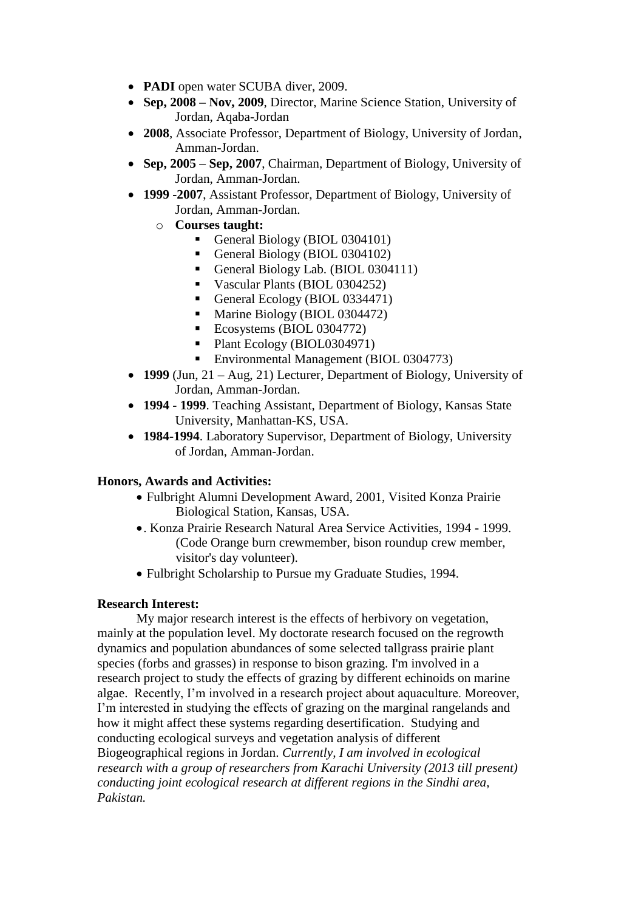- **PADI** open water SCUBA diver, 2009.
- **Sep, 2008 – Nov, 2009**, Director, Marine Science Station, University of Jordan, Aqaba-Jordan
- **2008**, Associate Professor, Department of Biology, University of Jordan, Amman-Jordan.
- **Sep, 2005 – Sep, 2007**, Chairman, Department of Biology, University of Jordan, Amman-Jordan.
- **1999 -2007**, Assistant Professor, Department of Biology, University of Jordan, Amman-Jordan.
    - **Courses taught:**
        - General Biology (BIOL 0304101)
        - General Biology (BIOL 0304102)
        - General Biology Lab. (BIOL 0304111)
        - Vascular Plants (BIOL 0304252)
        - General Ecology (BIOL 0334471)
        - Marine Biology (BIOL 0304472)
        - Ecosystems (BIOL 0304772)
        - Plant Ecology (BIOL0304971)
        - Environmental Management (BIOL 0304773)
- **1999** (Jun, 21 – Aug, 21) Lecturer, Department of Biology, University of Jordan, Amman-Jordan.
- **1994 - 1999**. Teaching Assistant, Department of Biology, Kansas State University, Manhattan-KS, USA.
- **1984-1994**. Laboratory Supervisor, Department of Biology, University of Jordan, Amman-Jordan.

**Honors, Awards and Activities:**

- Fulbright Alumni Development Award, 2001, Visited Konza Prairie Biological Station, Kansas, USA.
- . Konza Prairie Research Natural Area Service Activities, 1994 - 1999. (Code Orange burn crewmember, bison roundup crew member, visitor's day volunteer).
- Fulbright Scholarship to Pursue my Graduate Studies, 1994.

**Research Interest:**

My major research interest is the effects of herbivory on vegetation, mainly at the population level. My doctorate research focused on the regrowth dynamics and population abundances of some selected tallgrass prairie plant species (forbs and grasses) in response to bison grazing. I'm involved in a research project to study the effects of grazing by different echinoids on marine algae. Recently, I'm involved in a research project about aquaculture. Moreover, I'm interested in studying the effects of grazing on the marginal rangelands and how it might affect these systems regarding desertification. Studying and conducting ecological surveys and vegetation analysis of different Biogeographical regions in Jordan. *Currently, I am involved in ecological research with a group of researchers from Karachi University (2013 till present) conducting joint ecological research at different regions in the Sindhi area, Pakistan.*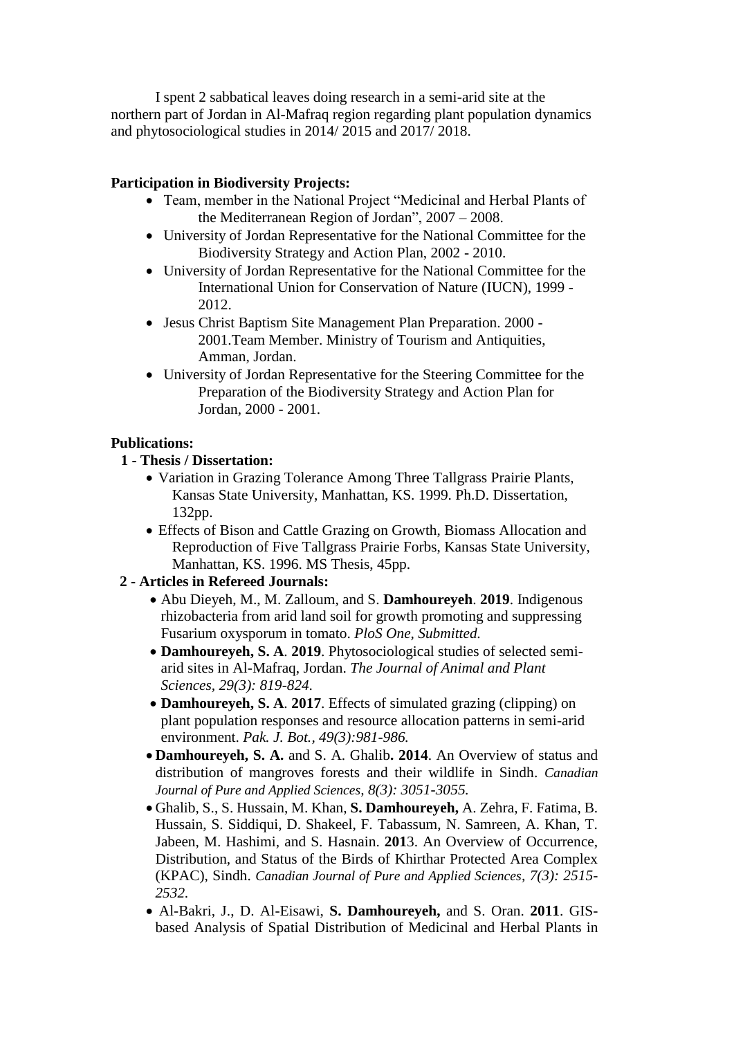I spent 2 sabbatical leaves doing research in a semi-arid site at the northern part of Jordan in Al-Mafraq region regarding plant population dynamics and phytosociological studies in 2014/ 2015 and 2017/ 2018.

**Participation in Biodiversity Projects:**

- Team, member in the National Project "Medicinal and Herbal Plants of the Mediterranean Region of Jordan", 2007 – 2008.
- University of Jordan Representative for the National Committee for the Biodiversity Strategy and Action Plan, 2002 - 2010.
- University of Jordan Representative for the National Committee for the International Union for Conservation of Nature (IUCN), 1999 - 2012.
- Jesus Christ Baptism Site Management Plan Preparation. 2000 - 2001.Team Member. Ministry of Tourism and Antiquities, Amman, Jordan.
- University of Jordan Representative for the Steering Committee for the Preparation of the Biodiversity Strategy and Action Plan for Jordan, 2000 - 2001.

**Publications:**

**1 - Thesis / Dissertation:**

- Variation in Grazing Tolerance Among Three Tallgrass Prairie Plants, Kansas State University, Manhattan, KS. 1999. Ph.D. Dissertation, 132pp.
- Effects of Bison and Cattle Grazing on Growth, Biomass Allocation and Reproduction of Five Tallgrass Prairie Forbs, Kansas State University, Manhattan, KS. 1996. MS Thesis, 45pp.

**2 - Articles in Refereed Journals:**

- Abu Dieyeh, M., M. Zalloum, and S. **Damhoureyeh**. **2019**. Indigenous rhizobacteria from arid land soil for growth promoting and suppressing Fusarium oxysporum in tomato. *PloS One, Submitted.*
- **Damhoureyeh, S. A**. **2019**. Phytosociological studies of selected semi-arid sites in Al-Mafraq, Jordan. *The Journal of Animal and Plant Sciences, 29(3): 819-824.*
- **Damhoureyeh, S. A**. **2017**. Effects of simulated grazing (clipping) on plant population responses and resource allocation patterns in semi-arid environment. *Pak. J. Bot., 49(3):981-986.*
- **Damhoureyeh, S. A.** and S. A. Ghalib**. 2014**. An Overview of status and distribution of mangroves forests and their wildlife in Sindh. *Canadian Journal of Pure and Applied Sciences, 8(3): 3051-3055.*
- Ghalib, S., S. Hussain, M. Khan, **S. Damhoureyeh,** A. Zehra, F. Fatima, B. Hussain, S. Siddiqui, D. Shakeel, F. Tabassum, N. Samreen, A. Khan, T. Jabeen, M. Hashimi, and S. Hasnain. **201**3. An Overview of Occurrence, Distribution, and Status of the Birds of Khirthar Protected Area Complex (KPAC), Sindh. *Canadian Journal of Pure and Applied Sciences, 7(3): 2515-2532.*
- Al-Bakri, J., D. Al-Eisawi, **S. Damhoureyeh,** and S. Oran. **2011**. GIS-based Analysis of Spatial Distribution of Medicinal and Herbal Plants in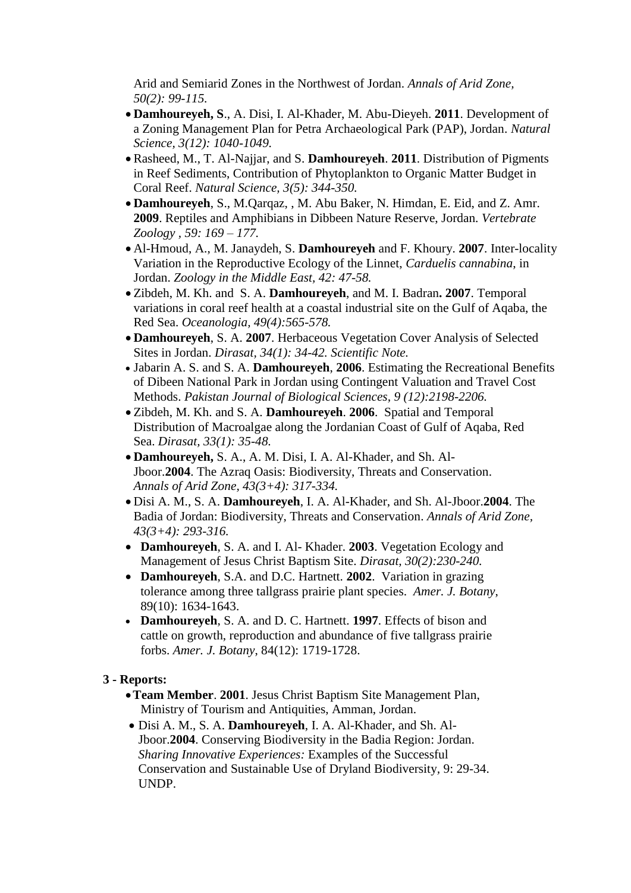Arid and Semiarid Zones in the Northwest of Jordan. *Annals of Arid Zone, 50(2): 99-115.*

- **Damhoureyeh, S**., A. Disi, I. Al-Khader, M. Abu-Dieyeh. **2011**. Development of a Zoning Management Plan for Petra Archaeological Park (PAP), Jordan. *Natural Science, 3(12): 1040-1049.*
- Rasheed, M., T. Al-Najjar, and S. **Damhoureyeh**. **2011**. Distribution of Pigments in Reef Sediments, Contribution of Phytoplankton to Organic Matter Budget in Coral Reef. *Natural Science, 3(5): 344-350.*
- **Damhoureyeh**, S., M.Qarqaz, , M. Abu Baker, N. Himdan, E. Eid, and Z. Amr. **2009**. Reptiles and Amphibians in Dibbeen Nature Reserve, Jordan. *Vertebrate Zoology , 59: 169 – 177.*
- Al-Hmoud, A., M. Janaydeh, S. **Damhoureyeh** and F. Khoury. **2007**. Inter-locality Variation in the Reproductive Ecology of the Linnet, *Carduelis cannabina*, in Jordan. *Zoology in the Middle East, 42: 47-58.*
- Zibdeh, M. Kh. and S. A. **Damhoureyeh**, and M. I. Badran**. 2007**. Temporal variations in coral reef health at a coastal industrial site on the Gulf of Aqaba, the Red Sea. *Oceanologia, 49(4):565-578.*
- **Damhoureyeh**, S. A. **2007**. Herbaceous Vegetation Cover Analysis of Selected Sites in Jordan. *Dirasat, 34(1): 34-42. Scientific Note.*
- Jabarin A. S. and S. A. **Damhoureyeh**, **2006**. Estimating the Recreational Benefits of Dibeen National Park in Jordan using Contingent Valuation and Travel Cost Methods. *Pakistan Journal of Biological Sciences, 9 (12):2198-2206.*
- Zibdeh, M. Kh. and S. A. **Damhoureyeh**. **2006**. Spatial and Temporal Distribution of Macroalgae along the Jordanian Coast of Gulf of Aqaba, Red Sea. *Dirasat, 33(1): 35-48.*
- **Damhoureyeh,** S. A., A. M. Disi, I. A. Al-Khader, and Sh. Al-Jboor.**2004**. The Azraq Oasis: Biodiversity, Threats and Conservation. *Annals of Arid Zone, 43(3+4): 317-334.*
- Disi A. M., S. A. **Damhoureyeh**, I. A. Al-Khader, and Sh. Al-Jboor.**2004**. The Badia of Jordan: Biodiversity, Threats and Conservation. *Annals of Arid Zone, 43(3+4): 293-316.*
- **Damhoureyeh**, S. A. and I. Al- Khader. **2003**. Vegetation Ecology and Management of Jesus Christ Baptism Site. *Dirasat, 30(2):230-240.*
- **Damhoureyeh**, S.A. and D.C. Hartnett. **2002**. Variation in grazing tolerance among three tallgrass prairie plant species. *Amer. J. Botany*, 89(10): 1634-1643.
- **Damhoureyeh**, S. A. and D. C. Hartnett. **1997**. Effects of bison and cattle on growth, reproduction and abundance of five tallgrass prairie forbs. *Amer. J. Botany*, 84(12): 1719-1728.

**3 - Reports:**

- **Team Member**. **2001**. Jesus Christ Baptism Site Management Plan, Ministry of Tourism and Antiquities, Amman, Jordan.
- Disi A. M., S. A. **Damhoureyeh**, I. A. Al-Khader, and Sh. Al-Jboor.**2004**. Conserving Biodiversity in the Badia Region: Jordan. *Sharing Innovative Experiences:* Examples of the Successful Conservation and Sustainable Use of Dryland Biodiversity, 9: 29-34. UNDP.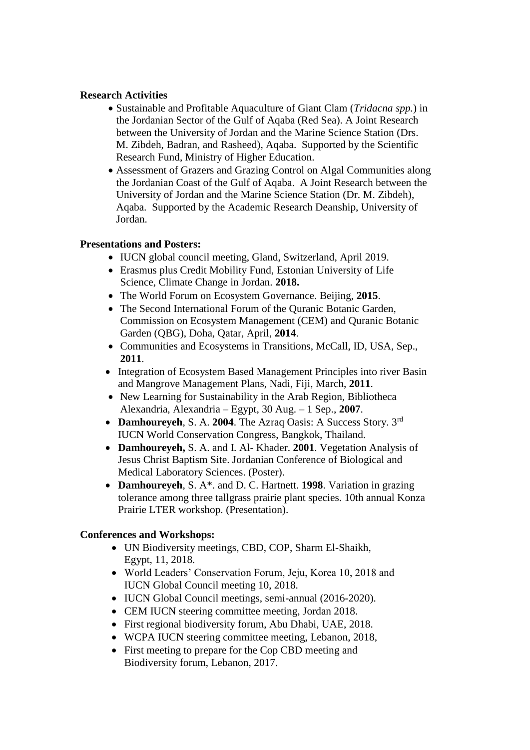**Research Activities**

- Sustainable and Profitable Aquaculture of Giant Clam (*Tridacna spp.*) in the Jordanian Sector of the Gulf of Aqaba (Red Sea). A Joint Research between the University of Jordan and the Marine Science Station (Drs. M. Zibdeh, Badran, and Rasheed), Aqaba. Supported by the Scientific Research Fund, Ministry of Higher Education.
- Assessment of Grazers and Grazing Control on Algal Communities along the Jordanian Coast of the Gulf of Aqaba. A Joint Research between the University of Jordan and the Marine Science Station (Dr. M. Zibdeh), Aqaba. Supported by the Academic Research Deanship, University of Jordan.

**Presentations and Posters:**

- IUCN global council meeting, Gland, Switzerland, April 2019.
- Erasmus plus Credit Mobility Fund, Estonian University of Life Science, Climate Change in Jordan. **2018.**
- The World Forum on Ecosystem Governance. Beijing, **2015**.
- The Second International Forum of the Quranic Botanic Garden, Commission on Ecosystem Management (CEM) and Quranic Botanic Garden (QBG), Doha, Qatar, April, **2014**.
- Communities and Ecosystems in Transitions, McCall, ID, USA, Sep., **2011**.
- Integration of Ecosystem Based Management Principles into river Basin and Mangrove Management Plans, Nadi, Fiji, March, **2011**.
- New Learning for Sustainability in the Arab Region, Bibliotheca Alexandria, Alexandria – Egypt, 30 Aug. – 1 Sep., **2007**.
- **Damhoureyeh**, S. A. **2004**. The Azraq Oasis: A Success Story. 3rd IUCN World Conservation Congress, Bangkok, Thailand.
- **Damhoureyeh,** S. A. and I. Al- Khader. **2001**. Vegetation Analysis of Jesus Christ Baptism Site. Jordanian Conference of Biological and Medical Laboratory Sciences. (Poster).
- **Damhoureyeh**, S. A*. and D. C. Hartnett. **1998**. Variation in grazing tolerance among three tallgrass prairie plant species. 10th annual Konza Prairie LTER workshop. (Presentation).

**Conferences and Workshops:**

- UN Biodiversity meetings, CBD, COP, Sharm El-Shaikh, Egypt, 11, 2018.
- World Leaders' Conservation Forum, Jeju, Korea 10, 2018 and IUCN Global Council meeting 10, 2018.
- IUCN Global Council meetings, semi-annual (2016-2020).
- CEM IUCN steering committee meeting, Jordan 2018.
- First regional biodiversity forum, Abu Dhabi, UAE, 2018.
- WCPA IUCN steering committee meeting, Lebanon, 2018,
- First meeting to prepare for the Cop CBD meeting and Biodiversity forum, Lebanon, 2017.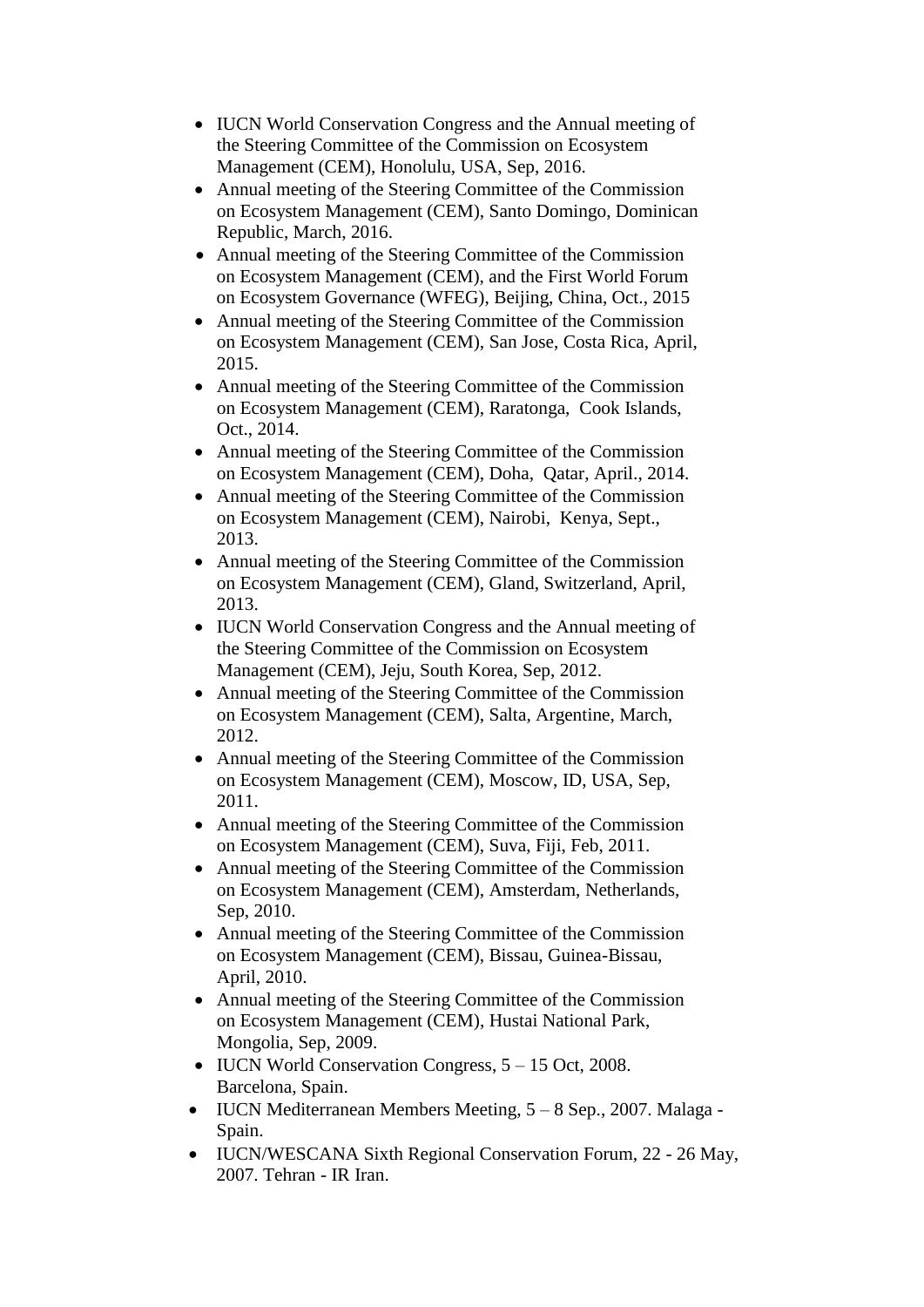- IUCN World Conservation Congress and the Annual meeting of the Steering Committee of the Commission on Ecosystem Management (CEM), Honolulu, USA, Sep, 2016.
- Annual meeting of the Steering Committee of the Commission on Ecosystem Management (CEM), Santo Domingo, Dominican Republic, March, 2016.
- Annual meeting of the Steering Committee of the Commission on Ecosystem Management (CEM), and the First World Forum on Ecosystem Governance (WFEG), Beijing, China, Oct., 2015
- Annual meeting of the Steering Committee of the Commission on Ecosystem Management (CEM), San Jose, Costa Rica, April, 2015.
- Annual meeting of the Steering Committee of the Commission on Ecosystem Management (CEM), Raratonga, Cook Islands, Oct., 2014.
- Annual meeting of the Steering Committee of the Commission on Ecosystem Management (CEM), Doha, Qatar, April., 2014.
- Annual meeting of the Steering Committee of the Commission on Ecosystem Management (CEM), Nairobi, Kenya, Sept., 2013.
- Annual meeting of the Steering Committee of the Commission on Ecosystem Management (CEM), Gland, Switzerland, April, 2013.
- IUCN World Conservation Congress and the Annual meeting of the Steering Committee of the Commission on Ecosystem Management (CEM), Jeju, South Korea, Sep, 2012.
- Annual meeting of the Steering Committee of the Commission on Ecosystem Management (CEM), Salta, Argentine, March, 2012.
- Annual meeting of the Steering Committee of the Commission on Ecosystem Management (CEM), Moscow, ID, USA, Sep, 2011.
- Annual meeting of the Steering Committee of the Commission on Ecosystem Management (CEM), Suva, Fiji, Feb, 2011.
- Annual meeting of the Steering Committee of the Commission on Ecosystem Management (CEM), Amsterdam, Netherlands, Sep, 2010.
- Annual meeting of the Steering Committee of the Commission on Ecosystem Management (CEM), Bissau, Guinea-Bissau, April, 2010.
- Annual meeting of the Steering Committee of the Commission on Ecosystem Management (CEM), Hustai National Park, Mongolia, Sep, 2009.
- IUCN World Conservation Congress, 5 – 15 Oct, 2008. Barcelona, Spain.
- IUCN Mediterranean Members Meeting, 5 – 8 Sep., 2007. Malaga - Spain.
- IUCN/WESCANA Sixth Regional Conservation Forum, 22 - 26 May, 2007. Tehran - IR Iran.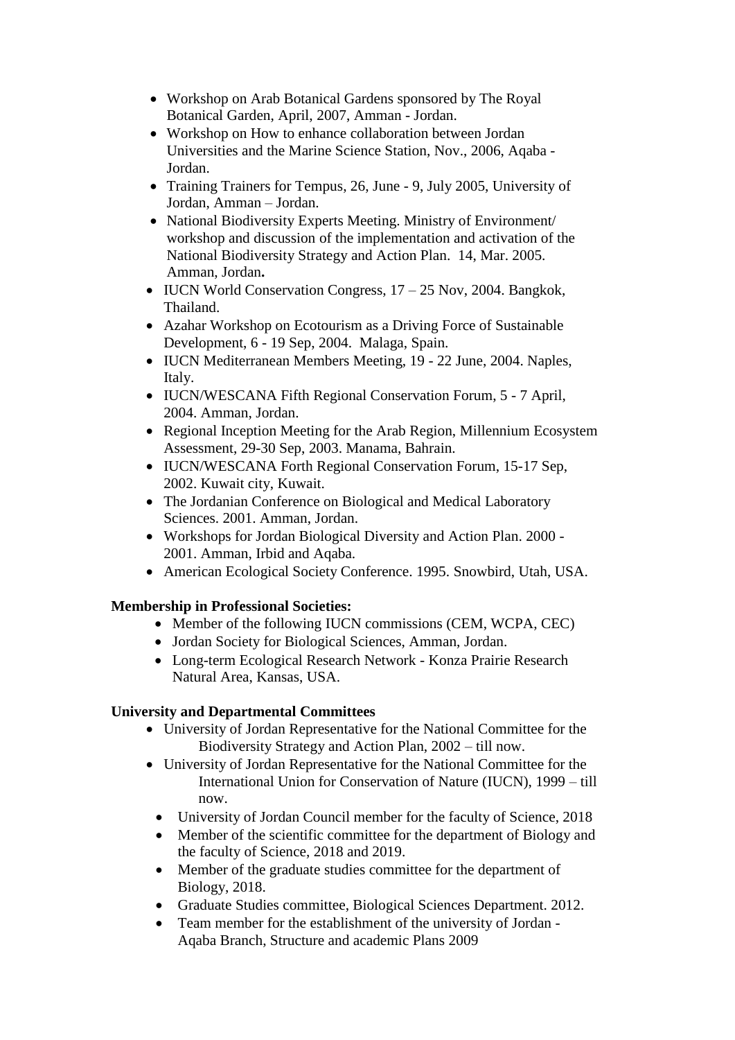- Workshop on Arab Botanical Gardens sponsored by The Royal Botanical Garden, April, 2007, Amman - Jordan.
- Workshop on How to enhance collaboration between Jordan Universities and the Marine Science Station, Nov., 2006, Aqaba - Jordan.
- Training Trainers for Tempus, 26, June - 9, July 2005, University of Jordan, Amman – Jordan.
- National Biodiversity Experts Meeting. Ministry of Environment/ workshop and discussion of the implementation and activation of the National Biodiversity Strategy and Action Plan. 14, Mar. 2005. Amman, Jordan**.**
- IUCN World Conservation Congress, 17 – 25 Nov, 2004. Bangkok, Thailand.
- Azahar Workshop on Ecotourism as a Driving Force of Sustainable Development, 6 - 19 Sep, 2004. Malaga, Spain.
- IUCN Mediterranean Members Meeting, 19 - 22 June, 2004. Naples, Italy.
- IUCN/WESCANA Fifth Regional Conservation Forum, 5 - 7 April, 2004. Amman, Jordan.
- Regional Inception Meeting for the Arab Region, Millennium Ecosystem Assessment, 29-30 Sep, 2003. Manama, Bahrain.
- IUCN/WESCANA Forth Regional Conservation Forum, 15-17 Sep, 2002. Kuwait city, Kuwait.
- The Jordanian Conference on Biological and Medical Laboratory Sciences. 2001. Amman, Jordan.
- Workshops for Jordan Biological Diversity and Action Plan. 2000 - 2001. Amman, Irbid and Aqaba.
- American Ecological Society Conference. 1995. Snowbird, Utah, USA.

**Membership in Professional Societies:**

- Member of the following IUCN commissions (CEM, WCPA, CEC)
- Jordan Society for Biological Sciences, Amman, Jordan.
- Long-term Ecological Research Network - Konza Prairie Research Natural Area, Kansas, USA.

**University and Departmental Committees**

- University of Jordan Representative for the National Committee for the Biodiversity Strategy and Action Plan, 2002 – till now.
- University of Jordan Representative for the National Committee for the International Union for Conservation of Nature (IUCN), 1999 – till now.
- University of Jordan Council member for the faculty of Science, 2018
- Member of the scientific committee for the department of Biology and the faculty of Science, 2018 and 2019.
- Member of the graduate studies committee for the department of Biology, 2018.
- Graduate Studies committee, Biological Sciences Department. 2012.
- Team member for the establishment of the university of Jordan - Aqaba Branch, Structure and academic Plans 2009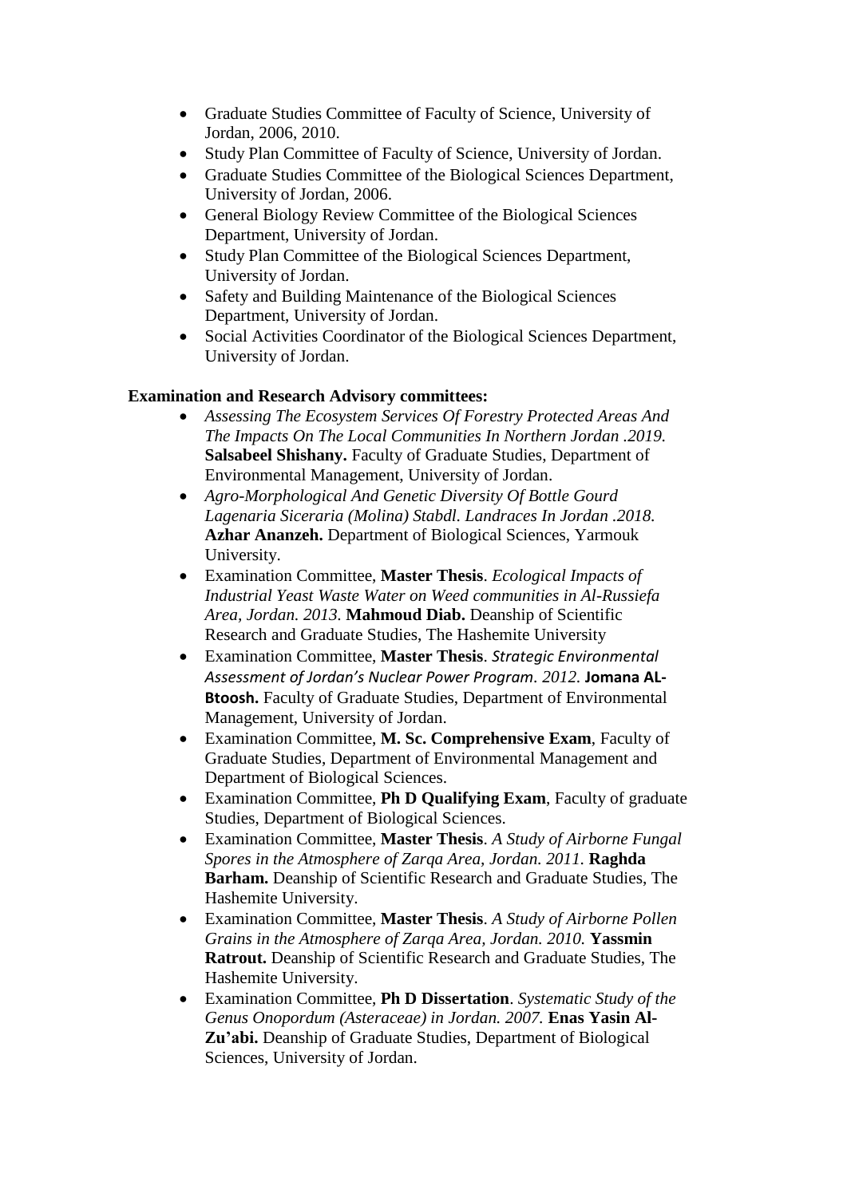- Graduate Studies Committee of Faculty of Science, University of Jordan, 2006, 2010.
- Study Plan Committee of Faculty of Science, University of Jordan.
- Graduate Studies Committee of the Biological Sciences Department, University of Jordan, 2006.
- General Biology Review Committee of the Biological Sciences Department, University of Jordan.
- Study Plan Committee of the Biological Sciences Department, University of Jordan.
- Safety and Building Maintenance of the Biological Sciences Department, University of Jordan.
- Social Activities Coordinator of the Biological Sciences Department, University of Jordan.

**Examination and Research Advisory committees:**

- *Assessing The Ecosystem Services Of Forestry Protected Areas And The Impacts On The Local Communities In Northern Jordan .2019.* **Salsabeel Shishany.** Faculty of Graduate Studies, Department of Environmental Management, University of Jordan.
- *Agro-Morphological And Genetic Diversity Of Bottle Gourd Lagenaria Siceraria (Molina) Stabdl. Landraces In Jordan .2018.* **Azhar Ananzeh.** Department of Biological Sciences, Yarmouk University.
- Examination Committee, **Master Thesis**. *Ecological Impacts of Industrial Yeast Waste Water on Weed communities in Al-Russiefa Area, Jordan. 2013.* **Mahmoud Diab.** Deanship of Scientific Research and Graduate Studies, The Hashemite University
- Examination Committee, **Master Thesis**. *Strategic Environmental Assessment of Jordan's Nuclear Power Program. 2012.* **Jomana AL-Btoosh.** Faculty of Graduate Studies, Department of Environmental Management, University of Jordan.
- Examination Committee, **M. Sc. Comprehensive Exam**, Faculty of Graduate Studies, Department of Environmental Management and Department of Biological Sciences.
- Examination Committee, **Ph D Qualifying Exam**, Faculty of graduate Studies, Department of Biological Sciences.
- Examination Committee, **Master Thesis**. *A Study of Airborne Fungal Spores in the Atmosphere of Zarqa Area, Jordan. 2011.* **Raghda Barham.** Deanship of Scientific Research and Graduate Studies, The Hashemite University.
- Examination Committee, **Master Thesis**. *A Study of Airborne Pollen Grains in the Atmosphere of Zarqa Area, Jordan. 2010.* **Yassmin Ratrout.** Deanship of Scientific Research and Graduate Studies, The Hashemite University.
- Examination Committee, **Ph D Dissertation**. *Systematic Study of the Genus Onopordum (Asteraceae) in Jordan. 2007.* **Enas Yasin Al-Zu'abi.** Deanship of Graduate Studies, Department of Biological Sciences, University of Jordan.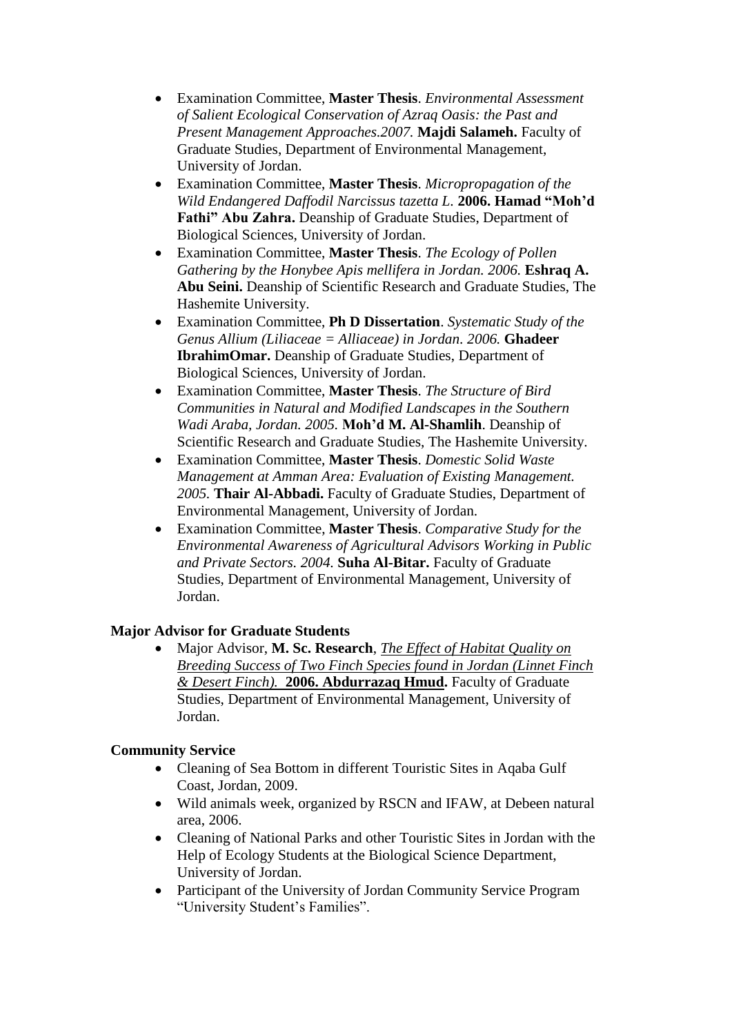- Examination Committee, **Master Thesis**. *Environmental Assessment of Salient Ecological Conservation of Azraq Oasis: the Past and Present Management Approaches.2007.* **Majdi Salameh.** Faculty of Graduate Studies, Department of Environmental Management, University of Jordan.
- Examination Committee, **Master Thesis**. *Micropropagation of the Wild Endangered Daffodil Narcissus tazetta L.* **2006. Hamad "Moh'd Fathi" Abu Zahra.** Deanship of Graduate Studies, Department of Biological Sciences, University of Jordan.
- Examination Committee, **Master Thesis**. *The Ecology of Pollen Gathering by the Honybee Apis mellifera in Jordan. 2006.* **Eshraq A. Abu Seini.** Deanship of Scientific Research and Graduate Studies, The Hashemite University.
- Examination Committee, **Ph D Dissertation**. *Systematic Study of the Genus Allium (Liliaceae = Alliaceae) in Jordan. 2006.* **Ghadeer IbrahimOmar.** Deanship of Graduate Studies, Department of Biological Sciences, University of Jordan.
- Examination Committee, **Master Thesis**. *The Structure of Bird Communities in Natural and Modified Landscapes in the Southern Wadi Araba, Jordan. 2005.* **Moh'd M. Al-Shamlih**. Deanship of Scientific Research and Graduate Studies, The Hashemite University.
- Examination Committee, **Master Thesis**. *Domestic Solid Waste Management at Amman Area: Evaluation of Existing Management. 2005.* **Thair Al-Abbadi.** Faculty of Graduate Studies, Department of Environmental Management, University of Jordan.
- Examination Committee, **Master Thesis**. *Comparative Study for the Environmental Awareness of Agricultural Advisors Working in Public and Private Sectors. 2004.* **Suha Al-Bitar.** Faculty of Graduate Studies, Department of Environmental Management, University of Jordan.

**Major Advisor for Graduate Students**

- Major Advisor, **M. Sc. Research**, *The Effect of Habitat Quality on Breeding Success of Two Finch Species found in Jordan (Linnet Finch & Desert Finch).* **2006. Abdurrazaq Hmud.** Faculty of Graduate Studies, Department of Environmental Management, University of Jordan.

**Community Service**

- Cleaning of Sea Bottom in different Touristic Sites in Aqaba Gulf Coast, Jordan, 2009.
- Wild animals week, organized by RSCN and IFAW, at Debeen natural area, 2006.
- Cleaning of National Parks and other Touristic Sites in Jordan with the Help of Ecology Students at the Biological Science Department, University of Jordan.
- Participant of the University of Jordan Community Service Program "University Student's Families".